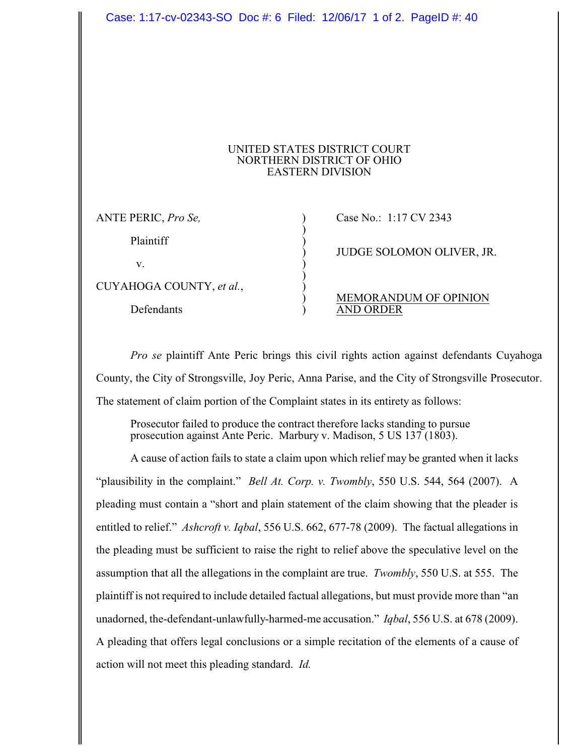UNITED STATES DISTRICT COURT
NORTHERN DISTRICT OF OHIO
EASTERN DIVISION

| | | |
|---|---|---|
| ANTE PERIC, *Pro Se,* <br><br> Plaintiff <br><br> v. <br><br> CUYAHOGA COUNTY, *et al.*, <br><br> Defendants | ) <br> ) <br> ) <br> ) <br> ) <br> ) <br> ) <br> ) <br> ) | Case No.: 1:17 CV 2343 <br><br> JUDGE SOLOMON OLIVER, JR. <br><br><br> MEMORANDUM OF OPINION AND ORDER |

*Pro se* plaintiff Ante Peric brings this civil rights action against defendants Cuyahoga County, the City of Strongsville, Joy Peric, Anna Parise, and the City of Strongsville Prosecutor. The statement of claim portion of the Complaint states in its entirety as follows:

> Prosecutor failed to produce the contract therefore lacks standing to pursue prosecution against Ante Peric. Marbury v. Madison, 5 US 137 (1803).

A cause of action fails to state a claim upon which relief may be granted when it lacks "plausibility in the complaint." *Bell At. Corp. v. Twombly*, 550 U.S. 544, 564 (2007). A pleading must contain a "short and plain statement of the claim showing that the pleader is entitled to relief." *Ashcroft v. Iqbal*, 556 U.S. 662, 677-78 (2009). The factual allegations in the pleading must be sufficient to raise the right to relief above the speculative level on the assumption that all the allegations in the complaint are true. *Twombly*, 550 U.S. at 555. The plaintiff is not required to include detailed factual allegations, but must provide more than "an unadorned, the-defendant-unlawfully-harmed-me accusation." *Iqbal*, 556 U.S. at 678 (2009). A pleading that offers legal conclusions or a simple recitation of the elements of a cause of action will not meet this pleading standard. *Id.*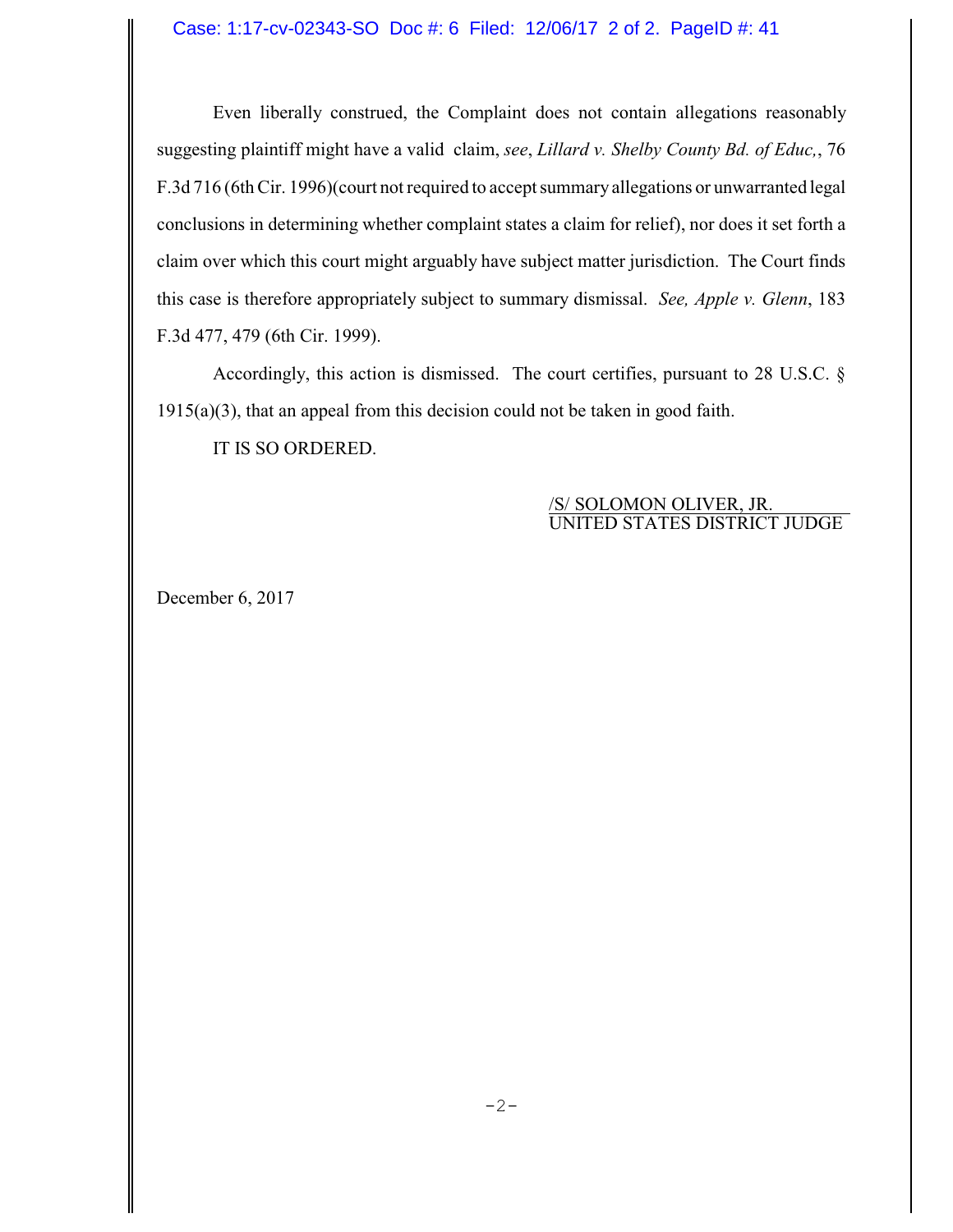Even liberally construed, the Complaint does not contain allegations reasonably suggesting plaintiff might have a valid claim, *see*, *Lillard v. Shelby County Bd. of Educ,*, 76 F.3d 716 (6th Cir. 1996)(court not required to accept summary allegations or unwarranted legal conclusions in determining whether complaint states a claim for relief), nor does it set forth a claim over which this court might arguably have subject matter jurisdiction. The Court finds this case is therefore appropriately subject to summary dismissal. *See, Apple v. Glenn*, 183 F.3d 477, 479 (6th Cir. 1999).

Accordingly, this action is dismissed. The court certifies, pursuant to 28 U.S.C. § 1915(a)(3), that an appeal from this decision could not be taken in good faith.

IT IS SO ORDERED.

/S/ SOLOMON OLIVER, JR.
UNITED STATES DISTRICT JUDGE

December 6, 2017